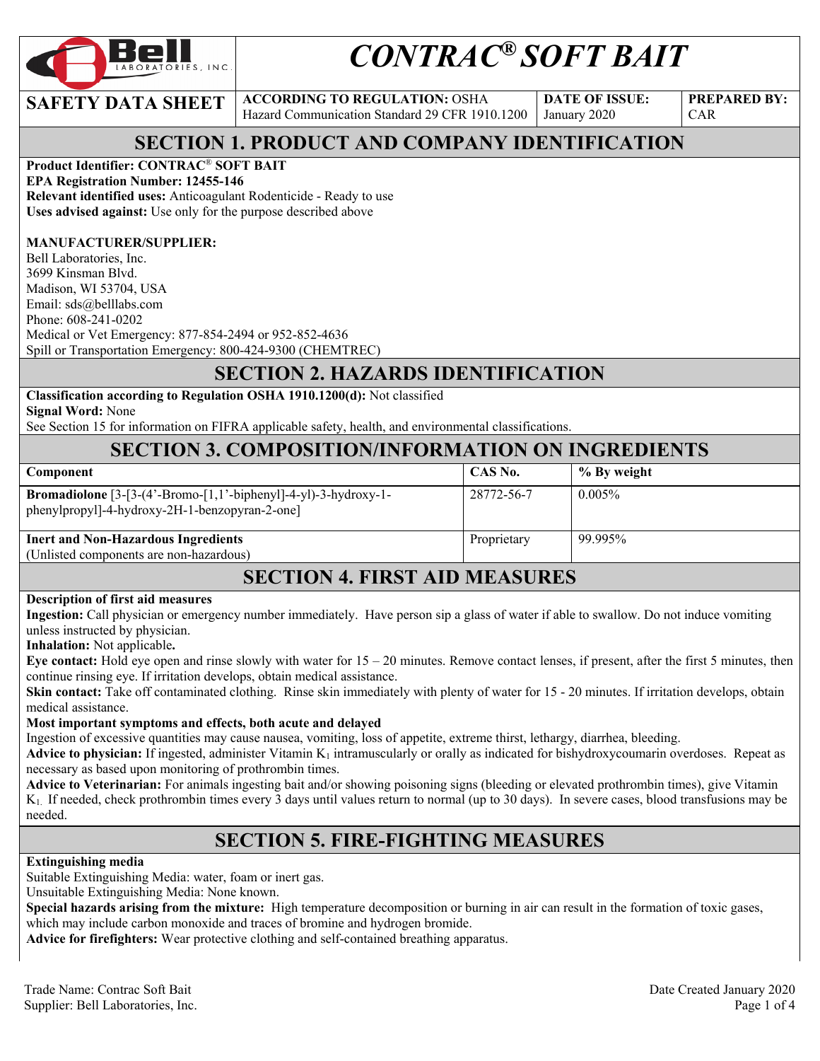# CONTRAC® SOFT BAIT

| SAFETY DATA SHEET | ACCORDING TO REGULATION: OSHA Hazard Communication Standard 29 CFR 1910.1200 | DATE OF ISSUE: January 2020 | PREPARED BY: CAR |
|---|---|---|---|

## SECTION 1. PRODUCT AND COMPANY IDENTIFICATION

**Product Identifier: CONTRAC® SOFT BAIT**
**EPA Registration Number: 12455-146**
**Relevant identified uses:** Anticoagulant Rodenticide - Ready to use
**Uses advised against:** Use only for the purpose described above

**MANUFACTURER/SUPPLIER:**
Bell Laboratories, Inc.
3699 Kinsman Blvd.
Madison, WI 53704, USA
Email: sds@belllabs.com
Phone: 608-241-0202
Medical or Vet Emergency: 877-854-2494 or 952-852-4636
Spill or Transportation Emergency: 800-424-9300 (CHEMTREC)

## SECTION 2. HAZARDS IDENTIFICATION

**Classification according to Regulation OSHA 1910.1200(d):** Not classified
**Signal Word:** None
See Section 15 for information on FIFRA applicable safety, health, and environmental classifications.

## SECTION 3. COMPOSITION/INFORMATION ON INGREDIENTS

| Component | CAS No. | % By weight |
|---|---|---|
| **Bromadiolone** [3-[3-(4'-Bromo-[1,1'-biphenyl]-4-yl)-3-hydroxy-1-phenylpropyl]-4-hydroxy-2H-1-benzopyran-2-one] | 28772-56-7 | 0.005% |
| **Inert and Non-Hazardous Ingredients** (Unlisted components are non-hazardous) | Proprietary | 99.995% |

## SECTION 4. FIRST AID MEASURES

**Description of first aid measures**
**Ingestion:** Call physician or emergency number immediately. Have person sip a glass of water if able to swallow. Do not induce vomiting unless instructed by physician.
**Inhalation:** Not applicable**.**
**Eye contact:** Hold eye open and rinse slowly with water for 15 – 20 minutes. Remove contact lenses, if present, after the first 5 minutes, then continue rinsing eye. If irritation develops, obtain medical assistance.
**Skin contact:** Take off contaminated clothing. Rinse skin immediately with plenty of water for 15 - 20 minutes. If irritation develops, obtain medical assistance.
**Most important symptoms and effects, both acute and delayed**
Ingestion of excessive quantities may cause nausea, vomiting, loss of appetite, extreme thirst, lethargy, diarrhea, bleeding.
**Advice to physician:** If ingested, administer Vitamin $K_1$ intramuscularly or orally as indicated for bishydroxycoumarin overdoses. Repeat as necessary as based upon monitoring of prothrombin times.
**Advice to Veterinarian:** For animals ingesting bait and/or showing poisoning signs (bleeding or elevated prothrombin times), give Vitamin $K_1$. If needed, check prothrombin times every 3 days until values return to normal (up to 30 days). In severe cases, blood transfusions may be needed.

## SECTION 5. FIRE-FIGHTING MEASURES

**Extinguishing media**
Suitable Extinguishing Media: water, foam or inert gas.
Unsuitable Extinguishing Media: None known.
**Special hazards arising from the mixture:** High temperature decomposition or burning in air can result in the formation of toxic gases, which may include carbon monoxide and traces of bromine and hydrogen bromide.
**Advice for firefighters:** Wear protective clothing and self-contained breathing apparatus.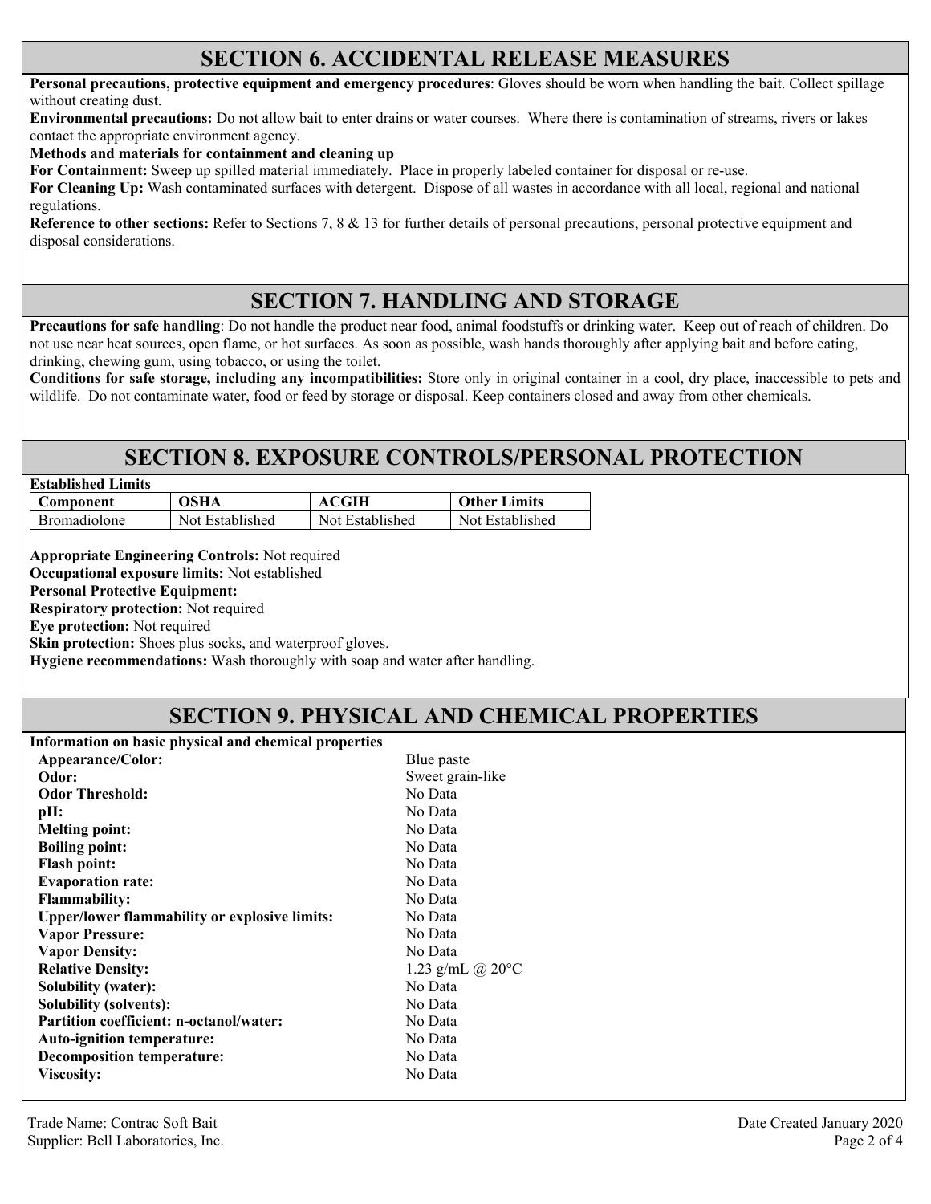## SECTION 6. ACCIDENTAL RELEASE MEASURES

**Personal precautions, protective equipment and emergency procedures**: Gloves should be worn when handling the bait. Collect spillage without creating dust.

**Environmental precautions:** Do not allow bait to enter drains or water courses. Where there is contamination of streams, rivers or lakes contact the appropriate environment agency.

**Methods and materials for containment and cleaning up**

**For Containment:** Sweep up spilled material immediately. Place in properly labeled container for disposal or re-use.

**For Cleaning Up:** Wash contaminated surfaces with detergent. Dispose of all wastes in accordance with all local, regional and national regulations.

**Reference to other sections:** Refer to Sections 7, 8 & 13 for further details of personal precautions, personal protective equipment and disposal considerations.

## SECTION 7. HANDLING AND STORAGE

**Precautions for safe handling**: Do not handle the product near food, animal foodstuffs or drinking water. Keep out of reach of children. Do not use near heat sources, open flame, or hot surfaces. As soon as possible, wash hands thoroughly after applying bait and before eating, drinking, chewing gum, using tobacco, or using the toilet.

**Conditions for safe storage, including any incompatibilities:** Store only in original container in a cool, dry place, inaccessible to pets and wildlife. Do not contaminate water, food or feed by storage or disposal. Keep containers closed and away from other chemicals.

## SECTION 8. EXPOSURE CONTROLS/PERSONAL PROTECTION

**Established Limits**

| Component | OSHA | ACGIH | Other Limits |
|---|---|---|---|
| Bromadiolone | Not Established | Not Established | Not Established |

**Appropriate Engineering Controls:** Not required

**Occupational exposure limits:** Not established

**Personal Protective Equipment:**

**Respiratory protection:** Not required

**Eye protection:** Not required

**Skin protection:** Shoes plus socks, and waterproof gloves.

**Hygiene recommendations:** Wash thoroughly with soap and water after handling.

## SECTION 9. PHYSICAL AND CHEMICAL PROPERTIES

**Information on basic physical and chemical properties**

| | |
|---|---|
| **Appearance/Color:** | Blue paste |
| **Odor:** | Sweet grain-like |
| **Odor Threshold:** | No Data |
| **pH:** | No Data |
| **Melting point:** | No Data |
| **Boiling point:** | No Data |
| **Flash point:** | No Data |
| **Evaporation rate:** | No Data |
| **Flammability:** | No Data |
| **Upper/lower flammability or explosive limits:** | No Data |
| **Vapor Pressure:** | No Data |
| **Vapor Density:** | No Data |
| **Relative Density:** | 1.23 g/mL @ 20°C |
| **Solubility (water):** | No Data |
| **Solubility (solvents):** | No Data |
| **Partition coefficient: n-octanol/water:** | No Data |
| **Auto-ignition temperature:** | No Data |
| **Decomposition temperature:** | No Data |
| **Viscosity:** | No Data |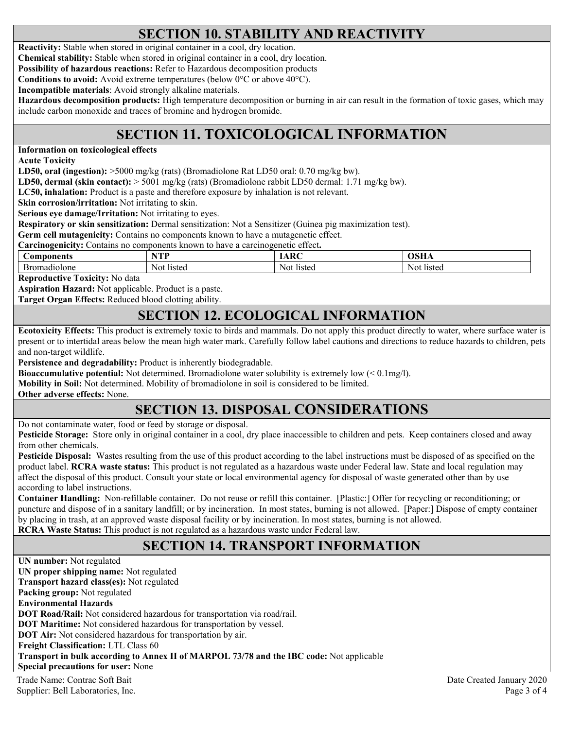## SECTION 10. STABILITY AND REACTIVITY

**Reactivity:** Stable when stored in original container in a cool, dry location.

**Chemical stability:** Stable when stored in original container in a cool, dry location.

**Possibility of hazardous reactions:** Refer to Hazardous decomposition products

**Conditions to avoid:** Avoid extreme temperatures (below 0°C or above 40°C).

**Incompatible materials**: Avoid strongly alkaline materials.

**Hazardous decomposition products:** High temperature decomposition or burning in air can result in the formation of toxic gases, which may include carbon monoxide and traces of bromine and hydrogen bromide.

## SECTION 11. TOXICOLOGICAL INFORMATION

**Information on toxicological effects**

**Acute Toxicity**

**LD50, oral (ingestion):** >5000 mg/kg (rats) (Bromadiolone Rat LD50 oral: 0.70 mg/kg bw).

**LD50, dermal (skin contact):** > 5001 mg/kg (rats) (Bromadiolone rabbit LD50 dermal: 1.71 mg/kg bw).

**LC50, inhalation:** Product is a paste and therefore exposure by inhalation is not relevant.

**Skin corrosion/irritation:** Not irritating to skin.

**Serious eye damage/Irritation:** Not irritating to eyes.

**Respiratory or skin sensitization:** Dermal sensitization: Not a Sensitizer (Guinea pig maximization test).

**Germ cell mutagenicity:** Contains no components known to have a mutagenetic effect.

**Carcinogenicity:** Contains no components known to have a carcinogenetic effect**.**

| Components | NTP | IARC | OSHA |
|---|---|---|---|
| Bromadiolone | Not listed | Not listed | Not listed |

**Reproductive Toxicity:** No data

**Aspiration Hazard:** Not applicable. Product is a paste.

**Target Organ Effects:** Reduced blood clotting ability.

## SECTION 12. ECOLOGICAL INFORMATION

**Ecotoxicity Effects:** This product is extremely toxic to birds and mammals. Do not apply this product directly to water, where surface water is present or to intertidal areas below the mean high water mark. Carefully follow label cautions and directions to reduce hazards to children, pets and non-target wildlife.

**Persistence and degradability:** Product is inherently biodegradable.

**Bioaccumulative potential:** Not determined. Bromadiolone water solubility is extremely low (< 0.1mg/l).

**Mobility in Soil:** Not determined. Mobility of bromadiolone in soil is considered to be limited.

**Other adverse effects:** None.

## SECTION 13. DISPOSAL CONSIDERATIONS

Do not contaminate water, food or feed by storage or disposal.

**Pesticide Storage:** Store only in original container in a cool, dry place inaccessible to children and pets. Keep containers closed and away from other chemicals.

**Pesticide Disposal:** Wastes resulting from the use of this product according to the label instructions must be disposed of as specified on the product label. **RCRA waste status:** This product is not regulated as a hazardous waste under Federal law. State and local regulation may affect the disposal of this product. Consult your state or local environmental agency for disposal of waste generated other than by use according to label instructions.

**Container Handling:** Non-refillable container. Do not reuse or refill this container. [Plastic:] Offer for recycling or reconditioning; or puncture and dispose of in a sanitary landfill; or by incineration. In most states, burning is not allowed. [Paper:] Dispose of empty container by placing in trash, at an approved waste disposal facility or by incineration. In most states, burning is not allowed.

**RCRA Waste Status:** This product is not regulated as a hazardous waste under Federal law.

## SECTION 14. TRANSPORT INFORMATION

**UN number:** Not regulated

**UN proper shipping name:** Not regulated

**Transport hazard class(es):** Not regulated

**Packing group:** Not regulated

**Environmental Hazards**

**DOT Road/Rail:** Not considered hazardous for transportation via road/rail.

**DOT Maritime:** Not considered hazardous for transportation by vessel.

**DOT Air:** Not considered hazardous for transportation by air.

**Freight Classification:** LTL Class 60

**Transport in bulk according to Annex II of MARPOL 73/78 and the IBC code:** Not applicable

**Special precautions for user:** None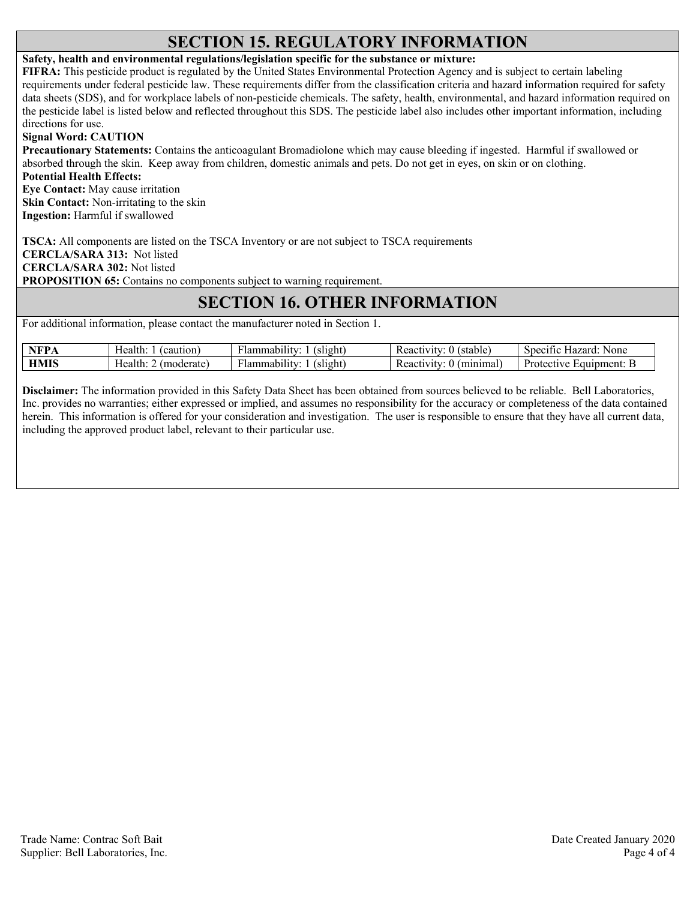## SECTION 15. REGULATORY INFORMATION

**Safety, health and environmental regulations/legislation specific for the substance or mixture:**

**FIFRA:** This pesticide product is regulated by the United States Environmental Protection Agency and is subject to certain labeling requirements under federal pesticide law. These requirements differ from the classification criteria and hazard information required for safety data sheets (SDS), and for workplace labels of non-pesticide chemicals. The safety, health, environmental, and hazard information required on the pesticide label is listed below and reflected throughout this SDS. The pesticide label also includes other important information, including directions for use.

**Signal Word: CAUTION**

**Precautionary Statements:** Contains the anticoagulant Bromadiolone which may cause bleeding if ingested. Harmful if swallowed or absorbed through the skin. Keep away from children, domestic animals and pets. Do not get in eyes, on skin or on clothing.

**Potential Health Effects:**

**Eye Contact:** May cause irritation

**Skin Contact:** Non-irritating to the skin

**Ingestion:** Harmful if swallowed

**TSCA:** All components are listed on the TSCA Inventory or are not subject to TSCA requirements

**CERCLA/SARA 313:** Not listed

**CERCLA/SARA 302:** Not listed

**PROPOSITION 65:** Contains no components subject to warning requirement.

## SECTION 16. OTHER INFORMATION

For additional information, please contact the manufacturer noted in Section 1.

| | | | | |
|---|---|---|---|---|
| **NFPA** | Health: 1 (caution) | Flammability: 1 (slight) | Reactivity: 0 (stable) | Specific Hazard: None |
| **HMIS** | Health: 2 (moderate) | Flammability: 1 (slight) | Reactivity: 0 (minimal) | Protective Equipment: B |

**Disclaimer:** The information provided in this Safety Data Sheet has been obtained from sources believed to be reliable. Bell Laboratories, Inc. provides no warranties; either expressed or implied, and assumes no responsibility for the accuracy or completeness of the data contained herein. This information is offered for your consideration and investigation. The user is responsible to ensure that they have all current data, including the approved product label, relevant to their particular use.